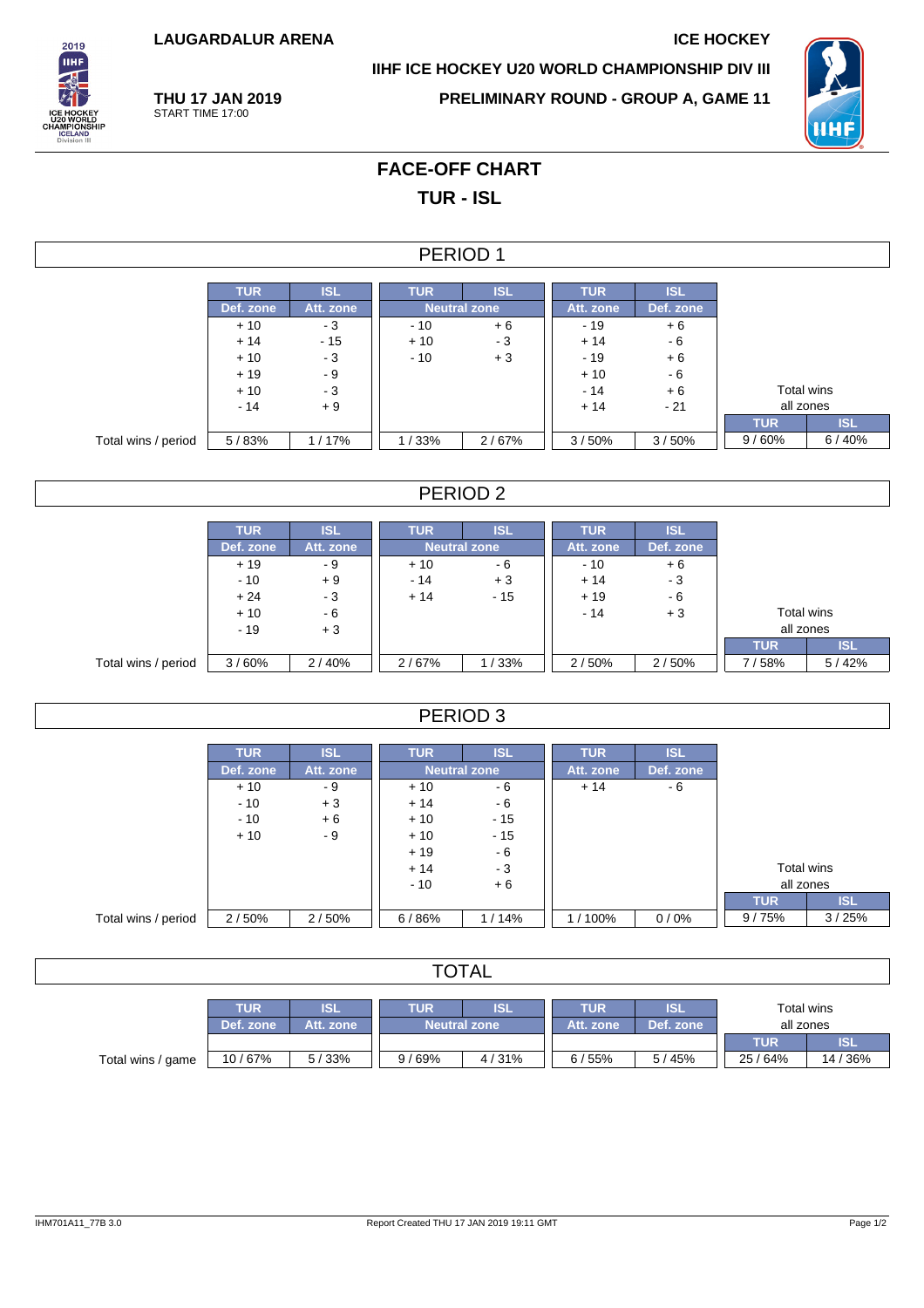LAUGARDALUR ARENA

ICE HOCKEY

IIHF ICE HOCKEY U20 WORLD CHAMPIONSHIP DIV III

**THU 17 JAN 2019**
START TIME 17:00

**PRELIMINARY ROUND - GROUP A, GAME 11**

# FACE-OFF CHART

## TUR - ISL

### PERIOD 1

| | TUR | ISL | TUR | ISL | TUR | ISL | | |
|---|---|---|---|---|---|---|---|---|
| | Def. zone | Att. zone | Neutral zone | | Att. zone | Def. zone | | |
| | + 10 | - 3 | - 10 | + 6 | - 19 | + 6 | | |
| | + 14 | - 15 | + 10 | - 3 | + 14 | - 6 | | |
| | + 10 | - 3 | - 10 | + 3 | - 19 | + 6 | | |
| | + 19 | - 9 | | | + 10 | - 6 | | |
| | + 10 | - 3 | | | - 14 | + 6 | Total wins all zones | |
| | - 14 | + 9 | | | + 14 | - 21 | TUR | ISL |
| Total wins / period | 5 / 83% | 1 / 17% | 1 / 33% | 2 / 67% | 3 / 50% | 3 / 50% | 9 / 60% | 6 / 40% |

### PERIOD 2

| | TUR | ISL | TUR | ISL | TUR | ISL | | |
|---|---|---|---|---|---|---|---|---|
| | Def. zone | Att. zone | Neutral zone | | Att. zone | Def. zone | | |
| | + 19 | - 9 | + 10 | - 6 | - 10 | + 6 | | |
| | - 10 | + 9 | - 14 | + 3 | + 14 | - 3 | | |
| | + 24 | - 3 | + 14 | - 15 | + 19 | - 6 | | |
| | + 10 | - 6 | | | - 14 | + 3 | Total wins all zones | |
| | - 19 | + 3 | | | | | TUR | ISL |
| Total wins / period | 3 / 60% | 2 / 40% | 2 / 67% | 1 / 33% | 2 / 50% | 2 / 50% | 7 / 58% | 5 / 42% |

### PERIOD 3

| | TUR | ISL | TUR | ISL | TUR | ISL | | |
|---|---|---|---|---|---|---|---|---|
| | Def. zone | Att. zone | Neutral zone | | Att. zone | Def. zone | | |
| | + 10 | - 9 | + 10 | - 6 | + 14 | - 6 | | |
| | - 10 | + 3 | + 14 | - 6 | | | | |
| | - 10 | + 6 | + 10 | - 15 | | | | |
| | + 10 | - 9 | + 10 | - 15 | | | | |
| | | | + 19 | - 6 | | | | |
| | | | + 14 | - 3 | | | Total wins all zones | |
| | | | - 10 | + 6 | | | TUR | ISL |
| Total wins / period | 2 / 50% | 2 / 50% | 6 / 86% | 1 / 14% | 1 / 100% | 0 / 0% | 9 / 75% | 3 / 25% |

### TOTAL

| | TUR | ISL | TUR | ISL | TUR | ISL | Total wins all zones | |
|---|---|---|---|---|---|---|---|---|
| | Def. zone | Att. zone | Neutral zone | | Att. zone | Def. zone | TUR | ISL |
| Total wins / game | 10 / 67% | 5 / 33% | 9 / 69% | 4 / 31% | 6 / 55% | 5 / 45% | 25 / 64% | 14 / 36% |

IHM701A11_77B 3.0 Report Created THU 17 JAN 2019 19:11 GMT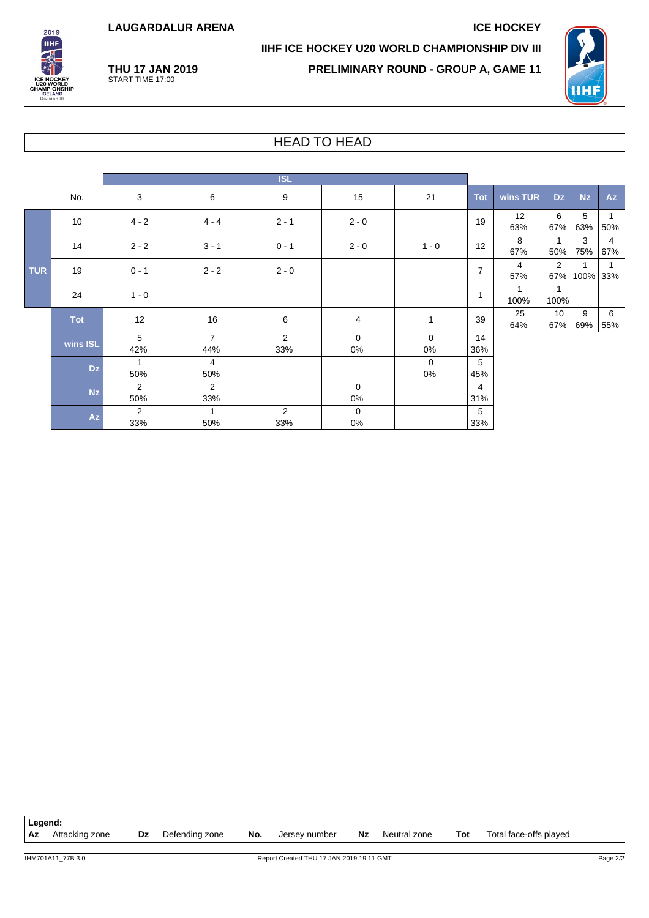LAUGARDALUR ARENA

ICE HOCKEY

IIHF ICE HOCKEY U20 WORLD CHAMPIONSHIP DIV III

**THU 17 JAN 2019**
START TIME 17:00

PRELIMINARY ROUND - GROUP A, GAME 11

## HEAD TO HEAD

| | | ISL | | | | | | | | | |
|---|---|---|---|---|---|---|---|---|---|---|---|
| | No. | 3 | 6 | 9 | 15 | 21 | Tot | wins TUR | Dz | Nz | Az |
| TUR | 10 | 4 - 2 | 4 - 4 | 2 - 1 | 2 - 0 | | 19 | 12 63% | 6 67% | 5 63% | 1 50% |
| | 14 | 2 - 2 | 3 - 1 | 0 - 1 | 2 - 0 | 1 - 0 | 12 | 8 67% | 1 50% | 3 75% | 4 67% |
| | 19 | 0 - 1 | 2 - 2 | 2 - 0 | | | 7 | 4 57% | 2 67% | 1 100% | 1 33% |
| | 24 | 1 - 0 | | | | | 1 | 1 100% | 1 100% | | |
| | Tot | 12 | 16 | 6 | 4 | 1 | 39 | 25 64% | 10 67% | 9 69% | 6 55% |
| | wins ISL | 5 42% | 7 44% | 2 33% | 0 0% | 0 0% | 14 36% | | | | |
| | Dz | 1 50% | 4 50% | | | 0 0% | 5 45% | | | | |
| | Nz | 2 50% | 2 33% | | 0 0% | | 4 31% | | | | |
| | Az | 2 33% | 1 50% | 2 33% | 0 0% | | 5 33% | | | | |

**Legend:**
**Az** Attacking zone **Dz** Defending zone **No.** Jersey number **Nz** Neutral zone **Tot** Total face-offs played

IHM701A11_77B 3.0 Report Created THU 17 JAN 2019 19:11 GMT